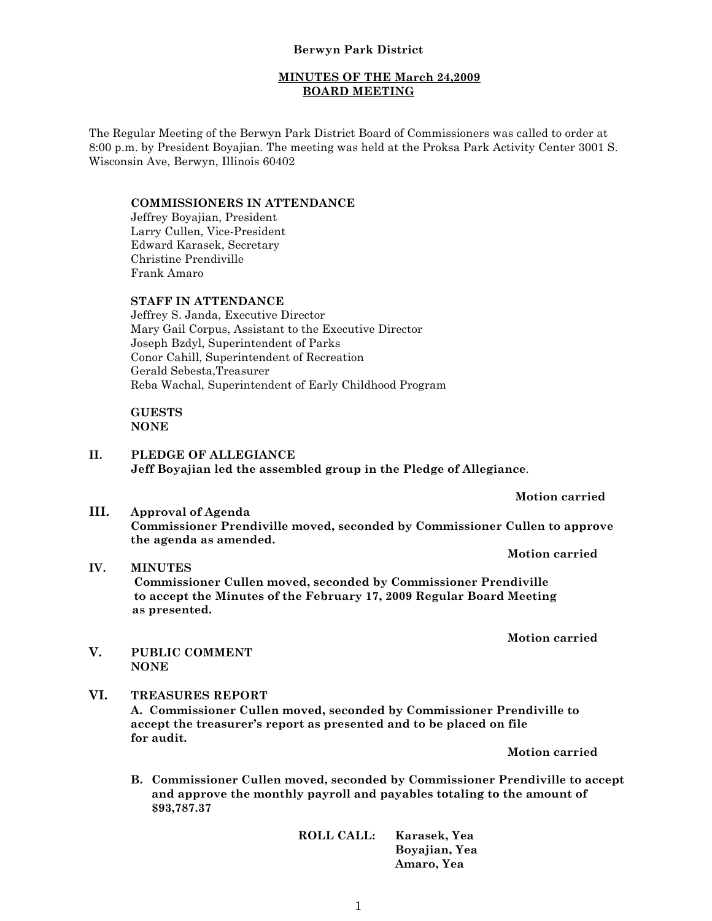**Berwyn Park District**

**MINUTES OF THE March 24,2009 BOARD MEETING**

The Regular Meeting of the Berwyn Park District Board of Commissioners was called to order at 8:00 p.m. by President Boyajian. The meeting was held at the Proksa Park Activity Center 3001 S. Wisconsin Ave, Berwyn, Illinois 60402

**COMMISSIONERS IN ATTENDANCE**
Jeffrey Boyajian, President
Larry Cullen, Vice-President
Edward Karasek, Secretary
Christine Prendiville
Frank Amaro

**STAFF IN ATTENDANCE**
Jeffrey S. Janda, Executive Director
Mary Gail Corpus, Assistant to the Executive Director
Joseph Bzdyl, Superintendent of Parks
Conor Cahill, Superintendent of Recreation
Gerald Sebesta,Treasurer
Reba Wachal, Superintendent of Early Childhood Program

**GUESTS**
**NONE**

**II. PLEDGE OF ALLEGIANCE**
**Jeff Boyajian led the assembled group in the Pledge of Allegiance**.

**Motion carried**

**III. Approval of Agenda**
**Commissioner Prendiville moved, seconded by Commissioner Cullen to approve the agenda as amended.**

**Motion carried**

**IV. MINUTES**
**Commissioner Cullen moved, seconded by Commissioner Prendiville to accept the Minutes of the February 17, 2009 Regular Board Meeting as presented.**

**Motion carried**

**V. PUBLIC COMMENT**
**NONE**

**VI. TREASURES REPORT**
**A. Commissioner Cullen moved, seconded by Commissioner Prendiville to accept the treasurer's report as presented and to be placed on file for audit.**

**Motion carried**

**B. Commissioner Cullen moved, seconded by Commissioner Prendiville to accept and approve the monthly payroll and payables totaling to the amount of $93,787.37**

**ROLL CALL:** **Karasek, Yea**
**Boyajian, Yea**
**Amaro, Yea**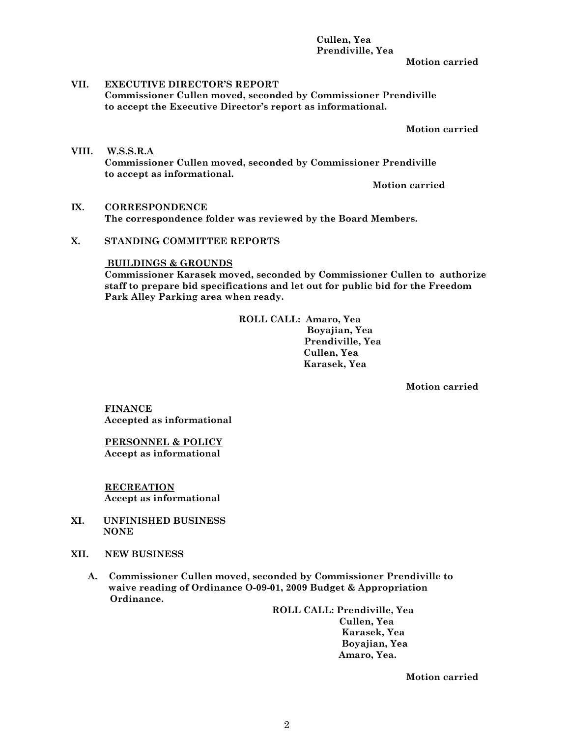**Cullen, Yea**
**Prendiville, Yea**

**Motion carried**

**VII. EXECUTIVE DIRECTOR'S REPORT**
**Commissioner Cullen moved, seconded by Commissioner Prendiville to accept the Executive Director's report as informational.**

**Motion carried**

**VIII. W.S.S.R.A**
**Commissioner Cullen moved, seconded by Commissioner Prendiville to accept as informational.**

**Motion carried**

**IX. CORRESPONDENCE**
**The correspondence folder was reviewed by the Board Members.**

**X. STANDING COMMITTEE REPORTS**

**BUILDINGS & GROUNDS**
**Commissioner Karasek moved, seconded by Commissioner Cullen to authorize staff to prepare bid specifications and let out for public bid for the Freedom Park Alley Parking area when ready.**

**ROLL CALL: Amaro, Yea**
**Boyajian, Yea**
**Prendiville, Yea**
**Cullen, Yea**
**Karasek, Yea**

**Motion carried**

**FINANCE**
**Accepted as informational**

**PERSONNEL & POLICY**
**Accept as informational**

**RECREATION**
**Accept as informational**

**XI. UNFINISHED BUSINESS**
**NONE**

**XII. NEW BUSINESS**

**A. Commissioner Cullen moved, seconded by Commissioner Prendiville to waive reading of Ordinance O-09-01, 2009 Budget & Appropriation Ordinance.**

**ROLL CALL: Prendiville, Yea**
**Cullen, Yea**
**Karasek, Yea**
**Boyajian, Yea**
**Amaro, Yea.**

**Motion carried**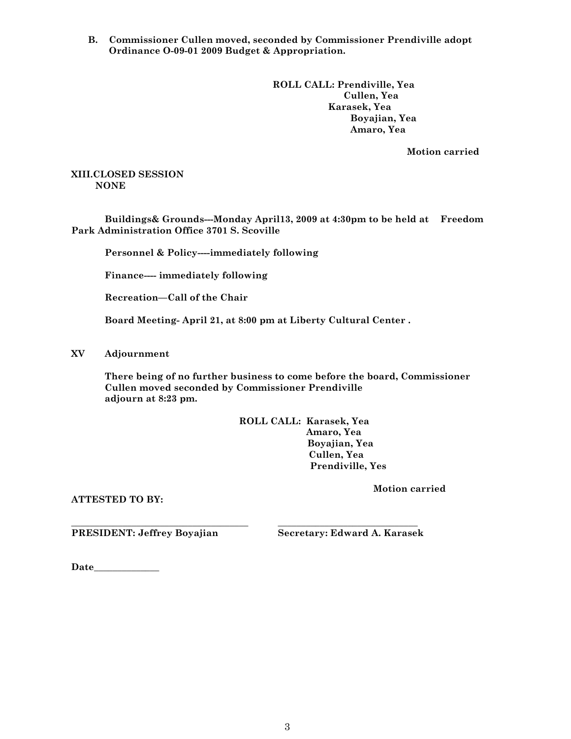**B. Commissioner Cullen moved, seconded by Commissioner Prendiville adopt Ordinance O-09-01 2009 Budget & Appropriation.**

**ROLL CALL: Prendiville, Yea**
**Cullen, Yea**
**Karasek, Yea**
**Boyajian, Yea**
**Amaro, Yea**

**Motion carried**

**XIII.CLOSED SESSION**
**NONE**

**Buildings& Grounds---Monday April13, 2009 at 4:30pm to be held at Freedom Park Administration Office 3701 S. Scoville**

**Personnel & Policy----immediately following**

**Finance---- immediately following**

**Recreation—Call of the Chair**

**Board Meeting- April 21, at 8:00 pm at Liberty Cultural Center .**

**XV Adjournment**

**There being of no further business to come before the board, Commissioner Cullen moved seconded by Commissioner Prendiville adjourn at 8:23 pm.**

**ROLL CALL: Karasek, Yea**
**Amaro, Yea**
**Boyajian, Yea**
**Cullen, Yea**
**Prendiville, Yes**

**Motion carried**

**ATTESTED TO BY:**

_____________________________________ _____________________________
**PRESIDENT: Jeffrey Boyajian** **Secretary: Edward A. Karasek**

**Date**______________